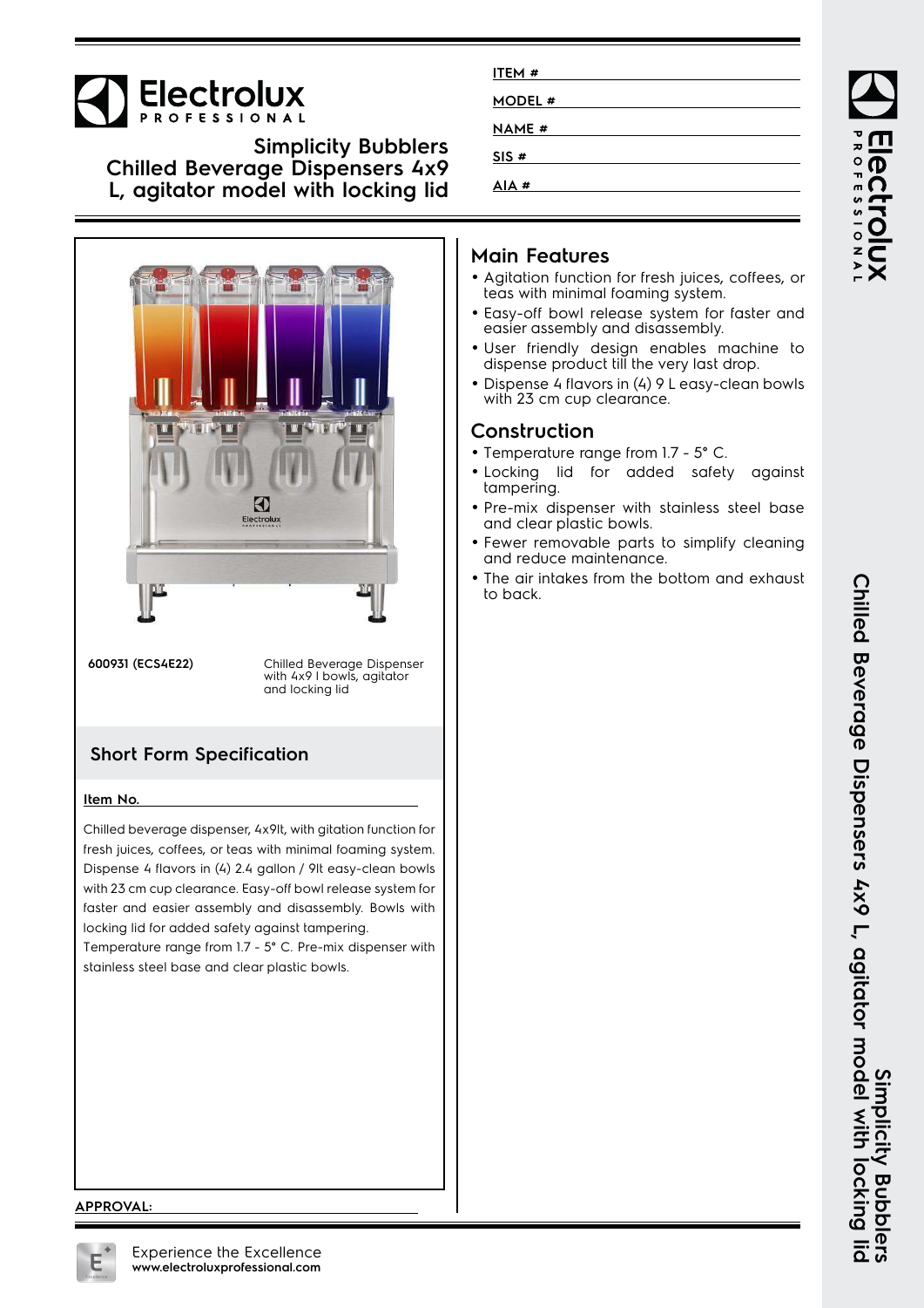# Electrolux PROFESSIONAL

## Simplicity Bubblers Chilled Beverage Dispensers 4x9 L, agitator model with locking lid

**ITEM #**

**MODEL #**

**NAME #**

**SIS #**

**AIA #**

**600931 (ECS4E22)** Chilled Beverage Dispenser with 4x9 l bowls, agitator and locking lid

## Short Form Specification

**Item No.**

Chilled beverage dispenser, 4x9lt, with gitation function for fresh juices, coffees, or teas with minimal foaming system. Dispense 4 flavors in (4) 2.4 gallon / 9lt easy-clean bowls with 23 cm cup clearance. Easy-off bowl release system for faster and easier assembly and disassembly. Bowls with locking lid for added safety against tampering. Temperature range from 1.7 - 5° C. Pre-mix dispenser with stainless steel base and clear plastic bowls.

## Main Features

- Agitation function for fresh juices, coffees, or teas with minimal foaming system.
- Easy-off bowl release system for faster and easier assembly and disassembly.
- User friendly design enables machine to dispense product till the very last drop.
- Dispense 4 flavors in (4) 9 L easy-clean bowls with 23 cm cup clearance.

## Construction

- Temperature range from 1.7 - 5° C.
- Locking lid for added safety against tampering.
- Pre-mix dispenser with stainless steel base and clear plastic bowls.
- Fewer removable parts to simplify cleaning and reduce maintenance.
- The air intakes from the bottom and exhaust to back.

**APPROVAL:**

Experience the Excellence
**www.electroluxprofessional.com**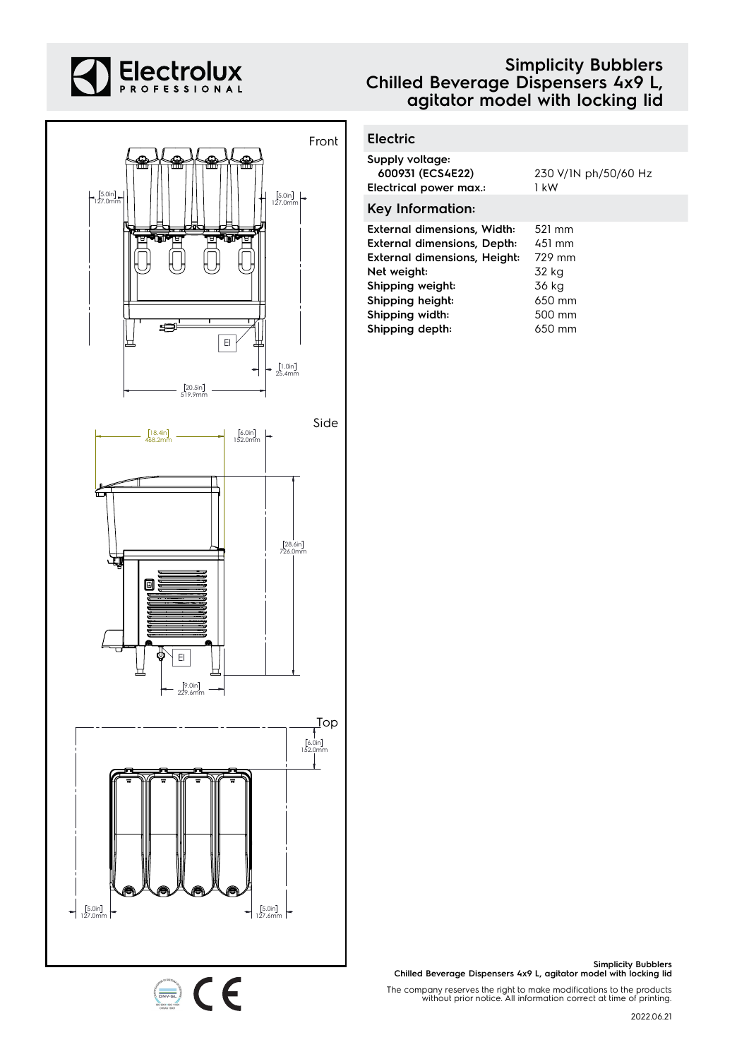# Simplicity Bubblers Chilled Beverage Dispensers 4x9 L, agitator model with locking lid

Front

[5.0in] 127.0mm

[5.0in] 127.0mm

EI

[1.0in] 25.4mm

[20.5in] 519.9mm

Side

[18.4in] 468.2mm

[6.0in] 152.0mm

[28.6in] 726.0mm

EI

[9.0in] 229.6mm

Top

[6.0in] 152.0mm

[5.0in] 127.0mm

[5.0in] 127.6mm

## Electric

| | |
|---|---|
| **Supply voltage:** | |
| **600931 (ECS4E22)** | 230 V/1N ph/50/60 Hz |
| **Electrical power max.:** | 1 kW |

## Key Information:

| | |
|---|---|
| **External dimensions, Width:** | 521 mm |
| **External dimensions, Depth:** | 451 mm |
| **External dimensions, Height:** | 729 mm |
| **Net weight:** | 32 kg |
| **Shipping weight:** | 36 kg |
| **Shipping height:** | 650 mm |
| **Shipping width:** | 500 mm |
| **Shipping depth:** | 650 mm |

**Simplicity Bubblers**
**Chilled Beverage Dispensers 4x9 L, agitator model with locking lid**

The company reserves the right to make modifications to the products without prior notice. All information correct at time of printing.

2022.06.21